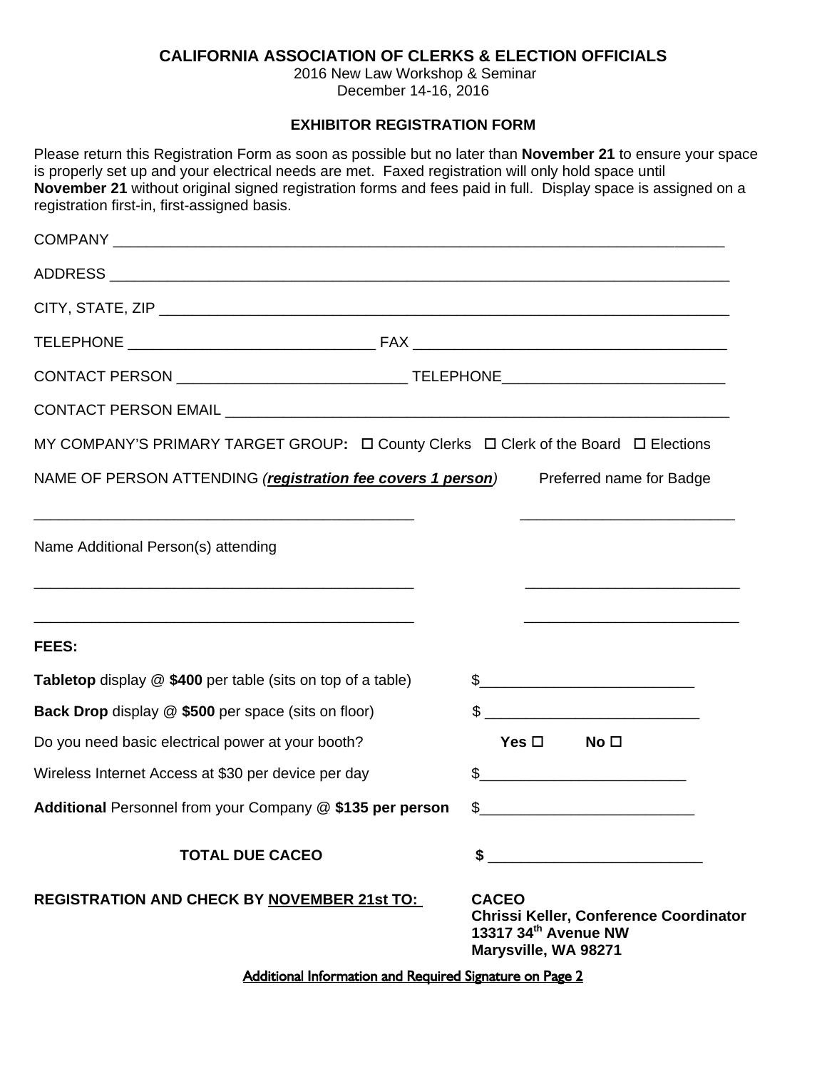**CALIFORNIA ASSOCIATION OF CLERKS & ELECTION OFFICIALS**
2016 New Law Workshop & Seminar
December 14-16, 2016

**EXHIBITOR REGISTRATION FORM**

Please return this Registration Form as soon as possible but no later than **November 21** to ensure your space is properly set up and your electrical needs are met. Faxed registration will only hold space until **November 21** without original signed registration forms and fees paid in full. Display space is assigned on a registration first-in, first-assigned basis.

COMPANY ______________________________________________________________________________

ADDRESS ______________________________________________________________________________

CITY, STATE, ZIP _______________________________________________________________________

TELEPHONE _____________________________ FAX _____________________________________

CONTACT PERSON ___________________________ TELEPHONE__________________________

CONTACT PERSON EMAIL ________________________________________________________________

MY COMPANY'S PRIMARY TARGET GROUP**:** ☐ County Clerks ☐ Clerk of the Board ☐ Elections

NAME OF PERSON ATTENDING (***registration fee covers 1 person***) Preferred name for Badge

_______________________________________________ __________________________

Name Additional Person(s) attending

_______________________________________________ __________________________

_______________________________________________ __________________________

**FEES:**

**Tabletop** display @ **$400** per table (sits on top of a table) $_________________________

**Back Drop** display @ **$500** per space (sits on floor) $ _________________________

Do you need basic electrical power at your booth? **Yes ☐ No ☐**

Wireless Internet Access at $30 per device per day $_________________________

**Additional** Personnel from your Company @ **$135 per person** $_________________________

**TOTAL DUE CACEO $ _________________________**

**REGISTRATION AND CHECK BY NOVEMBER 21st TO:**

**CACEO**
**Chrissi Keller, Conference Coordinator**
**13317 34th Avenue NW**
**Marysville, WA 98271**

Additional Information and Required Signature on Page 2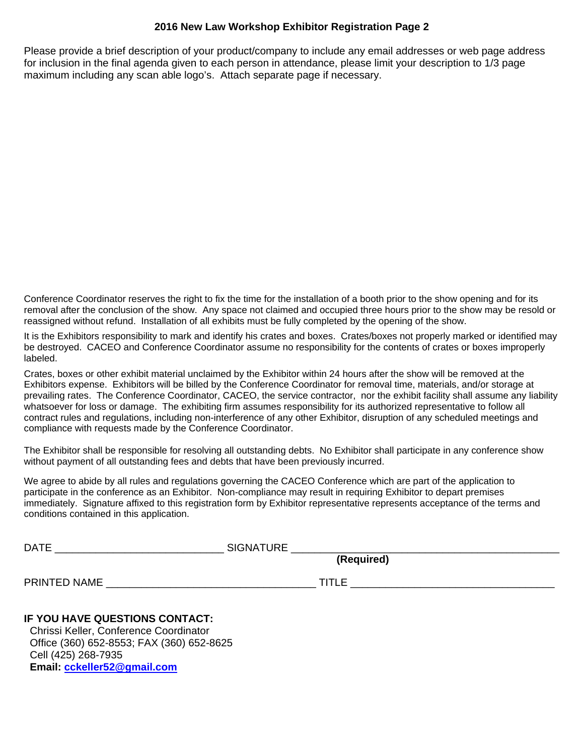## 2016 New Law Workshop Exhibitor Registration Page 2

Please provide a brief description of your product/company to include any email addresses or web page address for inclusion in the final agenda given to each person in attendance, please limit your description to 1/3 page maximum including any scan able logo's. Attach separate page if necessary.

Conference Coordinator reserves the right to fix the time for the installation of a booth prior to the show opening and for its removal after the conclusion of the show. Any space not claimed and occupied three hours prior to the show may be resold or reassigned without refund. Installation of all exhibits must be fully completed by the opening of the show.

It is the Exhibitors responsibility to mark and identify his crates and boxes. Crates/boxes not properly marked or identified may be destroyed. CACEO and Conference Coordinator assume no responsibility for the contents of crates or boxes improperly labeled.

Crates, boxes or other exhibit material unclaimed by the Exhibitor within 24 hours after the show will be removed at the Exhibitors expense. Exhibitors will be billed by the Conference Coordinator for removal time, materials, and/or storage at prevailing rates. The Conference Coordinator, CACEO, the service contractor, nor the exhibit facility shall assume any liability whatsoever for loss or damage. The exhibiting firm assumes responsibility for its authorized representative to follow all contract rules and regulations, including non-interference of any other Exhibitor, disruption of any scheduled meetings and compliance with requests made by the Conference Coordinator.

The Exhibitor shall be responsible for resolving all outstanding debts. No Exhibitor shall participate in any conference show without payment of all outstanding fees and debts that have been previously incurred.

We agree to abide by all rules and regulations governing the CACEO Conference which are part of the application to participate in the conference as an Exhibitor. Non-compliance may result in requiring Exhibitor to depart premises immediately. Signature affixed to this registration form by Exhibitor representative represents acceptance of the terms and conditions contained in this application.

DATE ____________________________ SIGNATURE ____________________________________________
**(Required)**

PRINTED NAME ___________________________________ TITLE _________________________________

**IF YOU HAVE QUESTIONS CONTACT:**
Chrissi Keller, Conference Coordinator
Office (360) 652-8553; FAX (360) 652-8625
Cell (425) 268-7935
**Email: cckeller52@gmail.com**